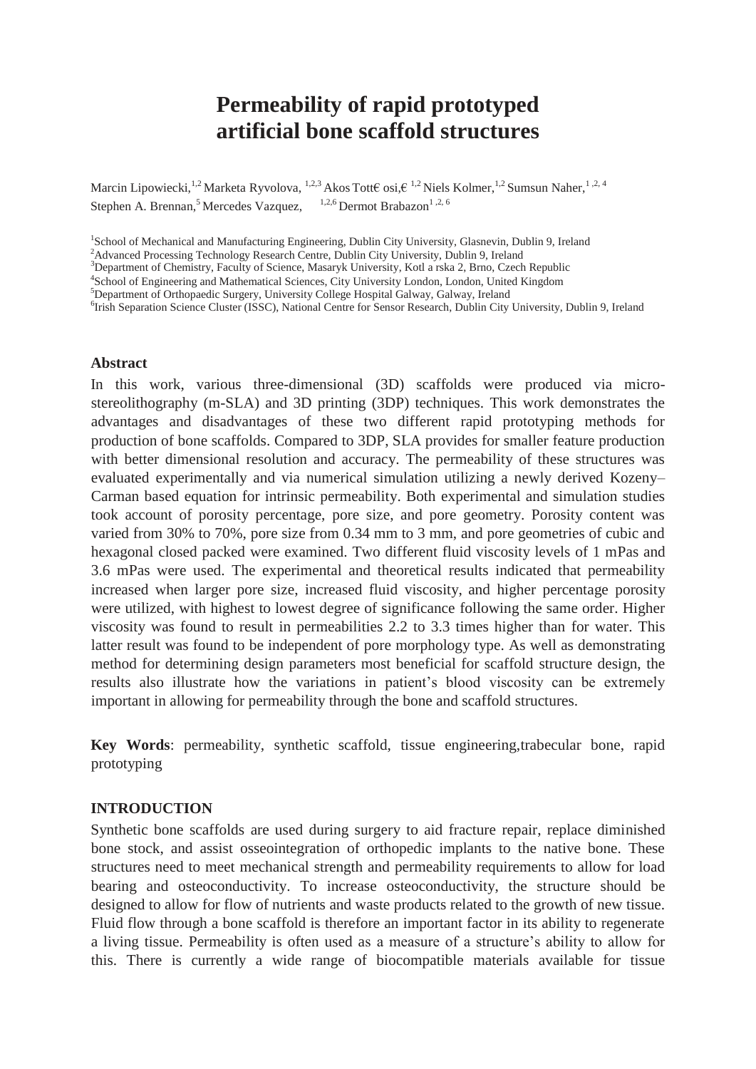# Permeability of rapid prototyped artificial bone scaffold structures

Marcin Lipowiecki,[1,2] Marketa Ryvolova, [1,2,3] Akos Tott€ osi,€ [1,2] Niels Kolmer,[1,2] Sumsun Naher,[1,2,4] Stephen A. Brennan,[5] Mercedes Vazquez, [1,2,6] Dermot Brabazon[1,2,6]

[1]School of Mechanical and Manufacturing Engineering, Dublin City University, Glasnevin, Dublin 9, Ireland
[2]Advanced Processing Technology Research Centre, Dublin City University, Dublin 9, Ireland
[3]Department of Chemistry, Faculty of Science, Masaryk University, Kotl a rska 2, Brno, Czech Republic
[4]School of Engineering and Mathematical Sciences, City University London, London, United Kingdom
[5]Department of Orthopaedic Surgery, University College Hospital Galway, Galway, Ireland
[6]Irish Separation Science Cluster (ISSC), National Centre for Sensor Research, Dublin City University, Dublin 9, Ireland

### Abstract

In this work, various three-dimensional (3D) scaffolds were produced via micro-stereolithography (m-SLA) and 3D printing (3DP) techniques. This work demonstrates the advantages and disadvantages of these two different rapid prototyping methods for production of bone scaffolds. Compared to 3DP, SLA provides for smaller feature production with better dimensional resolution and accuracy. The permeability of these structures was evaluated experimentally and via numerical simulation utilizing a newly derived Kozeny–Carman based equation for intrinsic permeability. Both experimental and simulation studies took account of porosity percentage, pore size, and pore geometry. Porosity content was varied from 30% to 70%, pore size from 0.34 mm to 3 mm, and pore geometries of cubic and hexagonal closed packed were examined. Two different fluid viscosity levels of 1 mPas and 3.6 mPas were used. The experimental and theoretical results indicated that permeability increased when larger pore size, increased fluid viscosity, and higher percentage porosity were utilized, with highest to lowest degree of significance following the same order. Higher viscosity was found to result in permeabilities 2.2 to 3.3 times higher than for water. This latter result was found to be independent of pore morphology type. As well as demonstrating method for determining design parameters most beneficial for scaffold structure design, the results also illustrate how the variations in patient's blood viscosity can be extremely important in allowing for permeability through the bone and scaffold structures.

**Key Words**: permeability, synthetic scaffold, tissue engineering,trabecular bone, rapid prototyping

### INTRODUCTION

Synthetic bone scaffolds are used during surgery to aid fracture repair, replace diminished bone stock, and assist osseointegration of orthopedic implants to the native bone. These structures need to meet mechanical strength and permeability requirements to allow for load bearing and osteoconductivity. To increase osteoconductivity, the structure should be designed to allow for flow of nutrients and waste products related to the growth of new tissue. Fluid flow through a bone scaffold is therefore an important factor in its ability to regenerate a living tissue. Permeability is often used as a measure of a structure's ability to allow for this. There is currently a wide range of biocompatible materials available for tissue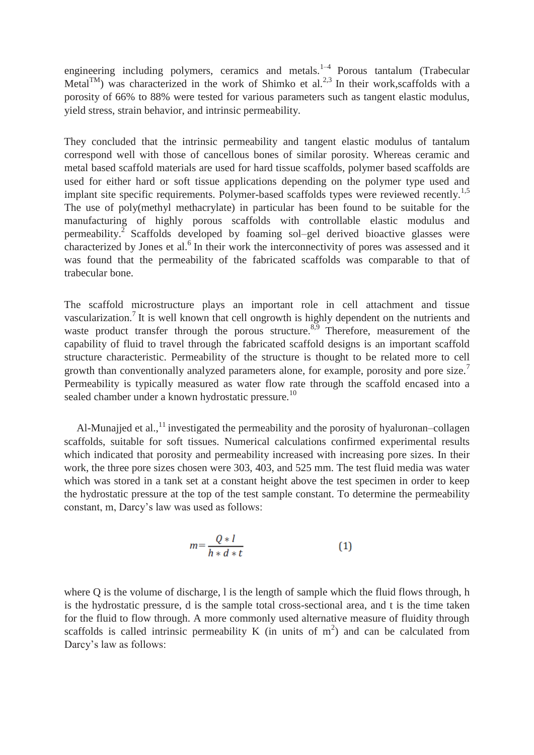engineering including polymers, ceramics and metals.[1–4] Porous tantalum (Trabecular Metal$^{TM}$) was characterized in the work of Shimko et al.[2,3] In their work,scaffolds with a porosity of 66% to 88% were tested for various parameters such as tangent elastic modulus, yield stress, strain behavior, and intrinsic permeability.

They concluded that the intrinsic permeability and tangent elastic modulus of tantalum correspond well with those of cancellous bones of similar porosity. Whereas ceramic and metal based scaffold materials are used for hard tissue scaffolds, polymer based scaffolds are used for either hard or soft tissue applications depending on the polymer type used and implant site specific requirements. Polymer-based scaffolds types were reviewed recently.[1,5] The use of poly(methyl methacrylate) in particular has been found to be suitable for the manufacturing of highly porous scaffolds with controllable elastic modulus and permeability.[2] Scaffolds developed by foaming sol–gel derived bioactive glasses were characterized by Jones et al.[6] In their work the interconnectivity of pores was assessed and it was found that the permeability of the fabricated scaffolds was comparable to that of trabecular bone.

The scaffold microstructure plays an important role in cell attachment and tissue vascularization.[7] It is well known that cell ongrowth is highly dependent on the nutrients and waste product transfer through the porous structure.[8,9] Therefore, measurement of the capability of fluid to travel through the fabricated scaffold designs is an important scaffold structure characteristic. Permeability of the structure is thought to be related more to cell growth than conventionally analyzed parameters alone, for example, porosity and pore size.[7] Permeability is typically measured as water flow rate through the scaffold encased into a sealed chamber under a known hydrostatic pressure.[10]

Al-Munajjed et al.,[11] investigated the permeability and the porosity of hyaluronan–collagen scaffolds, suitable for soft tissues. Numerical calculations confirmed experimental results which indicated that porosity and permeability increased with increasing pore sizes. In their work, the three pore sizes chosen were 303, 403, and 525 mm. The test fluid media was water which was stored in a tank set at a constant height above the test specimen in order to keep the hydrostatic pressure at the top of the test sample constant. To determine the permeability constant, m, Darcy's law was used as follows:

$$m = \frac{Q * l}{h * d * t} \qquad (1)$$

where Q is the volume of discharge, l is the length of sample which the fluid flows through, h is the hydrostatic pressure, d is the sample total cross-sectional area, and t is the time taken for the fluid to flow through. A more commonly used alternative measure of fluidity through scaffolds is called intrinsic permeability K (in units of $m^2$) and can be calculated from Darcy's law as follows: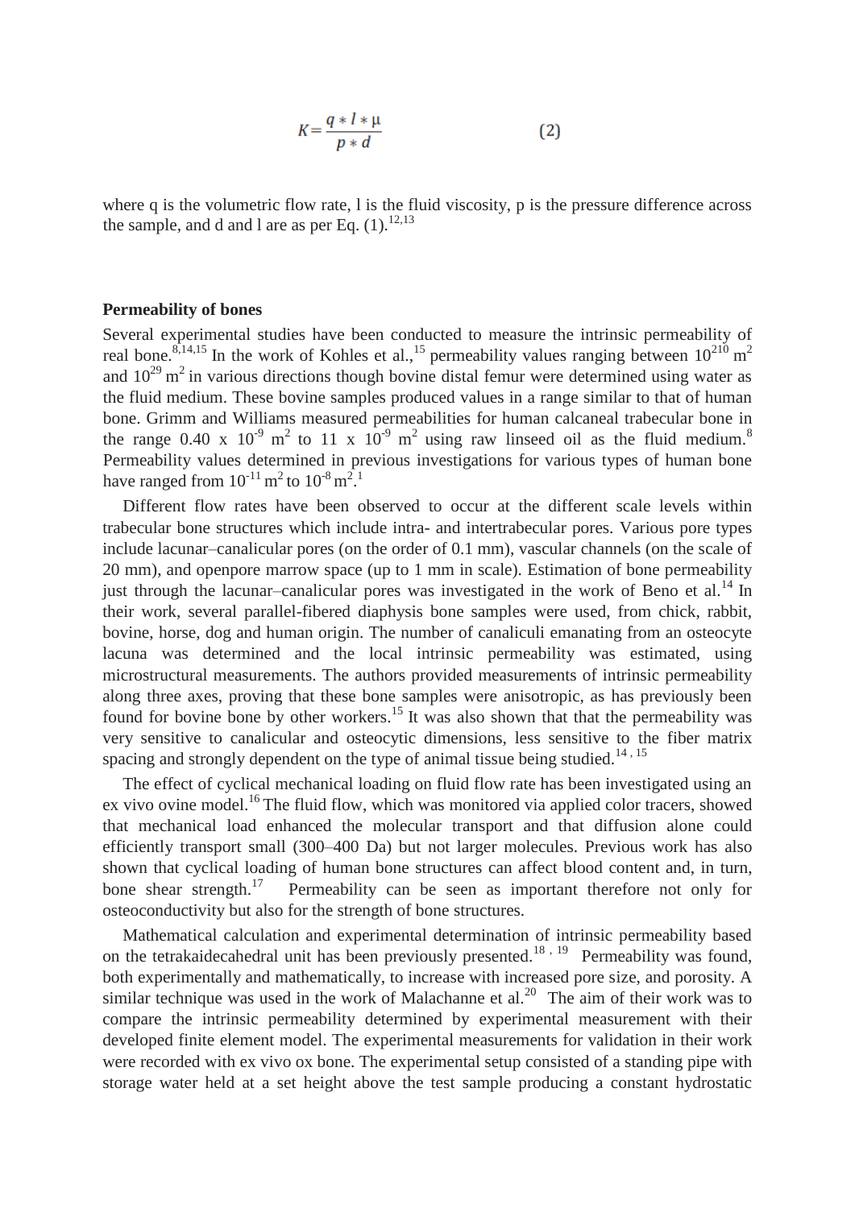$$K = \frac{q * l * \mu}{p * d} \qquad (2)$$

where q is the volumetric flow rate, l is the fluid viscosity, p is the pressure difference across the sample, and d and l are as per Eq. (1).[12,13]

**Permeability of bones**

Several experimental studies have been conducted to measure the intrinsic permeability of real bone.[8,14,15] In the work of Kohles et al.,[15] permeability values ranging between $10^{210}$ m$^2$ and $10^{29}$ m$^2$ in various directions though bovine distal femur were determined using water as the fluid medium. These bovine samples produced values in a range similar to that of human bone. Grimm and Williams measured permeabilities for human calcaneal trabecular bone in the range $0.40 \times 10^{-9}$ m$^2$ to $11 \times 10^{-9}$ m$^2$ using raw linseed oil as the fluid medium.[8] Permeability values determined in previous investigations for various types of human bone have ranged from $10^{-11}$ m$^2$ to $10^{-8}$ m$^2$.[1]

Different flow rates have been observed to occur at the different scale levels within trabecular bone structures which include intra- and intertrabecular pores. Various pore types include lacunar–canalicular pores (on the order of 0.1 mm), vascular channels (on the scale of 20 mm), and openpore marrow space (up to 1 mm in scale). Estimation of bone permeability just through the lacunar–canalicular pores was investigated in the work of Beno et al.[14] In their work, several parallel-fibered diaphysis bone samples were used, from chick, rabbit, bovine, horse, dog and human origin. The number of canaliculi emanating from an osteocyte lacuna was determined and the local intrinsic permeability was estimated, using microstructural measurements. The authors provided measurements of intrinsic permeability along three axes, proving that these bone samples were anisotropic, as has previously been found for bovine bone by other workers.[15] It was also shown that that the permeability was very sensitive to canalicular and osteocytic dimensions, less sensitive to the fiber matrix spacing and strongly dependent on the type of animal tissue being studied.[14,15]

The effect of cyclical mechanical loading on fluid flow rate has been investigated using an ex vivo ovine model.[16] The fluid flow, which was monitored via applied color tracers, showed that mechanical load enhanced the molecular transport and that diffusion alone could efficiently transport small (300–400 Da) but not larger molecules. Previous work has also shown that cyclical loading of human bone structures can affect blood content and, in turn, bone shear strength.[17] Permeability can be seen as important therefore not only for osteoconductivity but also for the strength of bone structures.

Mathematical calculation and experimental determination of intrinsic permeability based on the tetrakaidecahedral unit has been previously presented.[18,19] Permeability was found, both experimentally and mathematically, to increase with increased pore size, and porosity. A similar technique was used in the work of Malachanne et al.[20] The aim of their work was to compare the intrinsic permeability determined by experimental measurement with their developed finite element model. The experimental measurements for validation in their work were recorded with ex vivo ox bone. The experimental setup consisted of a standing pipe with storage water held at a set height above the test sample producing a constant hydrostatic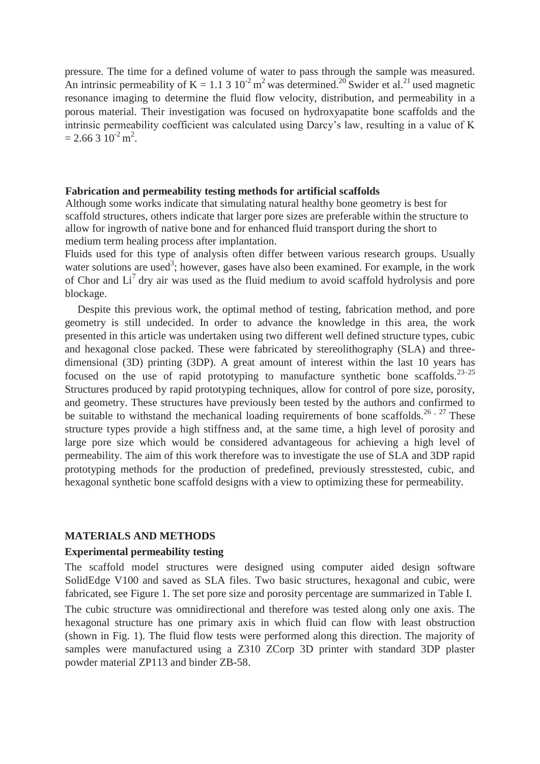pressure. The time for a defined volume of water to pass through the sample was measured. An intrinsic permeability of $K = 1.1\ 3\ 10^{-2}\ m^2$ was determined.[20] Swider et al.[21] used magnetic resonance imaging to determine the fluid flow velocity, distribution, and permeability in a porous material. Their investigation was focused on hydroxyapatite bone scaffolds and the intrinsic permeability coefficient was calculated using Darcy's law, resulting in a value of $K = 2.66\ 3\ 10^{-2}\ m^2$.

### Fabrication and permeability testing methods for artificial scaffolds

Although some works indicate that simulating natural healthy bone geometry is best for scaffold structures, others indicate that larger pore sizes are preferable within the structure to allow for ingrowth of native bone and for enhanced fluid transport during the short to medium term healing process after implantation.

Fluids used for this type of analysis often differ between various research groups. Usually water solutions are used[3]; however, gases have also been examined. For example, in the work of Chor and Li[7] dry air was used as the fluid medium to avoid scaffold hydrolysis and pore blockage.

Despite this previous work, the optimal method of testing, fabrication method, and pore geometry is still undecided. In order to advance the knowledge in this area, the work presented in this article was undertaken using two different well defined structure types, cubic and hexagonal close packed. These were fabricated by stereolithography (SLA) and three-dimensional (3D) printing (3DP). A great amount of interest within the last 10 years has focused on the use of rapid prototyping to manufacture synthetic bone scaffolds.[23–25] Structures produced by rapid prototyping techniques, allow for control of pore size, porosity, and geometry. These structures have previously been tested by the authors and confirmed to be suitable to withstand the mechanical loading requirements of bone scaffolds.[26, 27] These structure types provide a high stiffness and, at the same time, a high level of porosity and large pore size which would be considered advantageous for achieving a high level of permeability. The aim of this work therefore was to investigate the use of SLA and 3DP rapid prototyping methods for the production of predefined, previously stresstested, cubic, and hexagonal synthetic bone scaffold designs with a view to optimizing these for permeability.

## MATERIALS AND METHODS

### Experimental permeability testing

The scaffold model structures were designed using computer aided design software SolidEdge V100 and saved as SLA files. Two basic structures, hexagonal and cubic, were fabricated, see Figure 1. The set pore size and porosity percentage are summarized in Table I.

The cubic structure was omnidirectional and therefore was tested along only one axis. The hexagonal structure has one primary axis in which fluid can flow with least obstruction (shown in Fig. 1). The fluid flow tests were performed along this direction. The majority of samples were manufactured using a Z310 ZCorp 3D printer with standard 3DP plaster powder material ZP113 and binder ZB-58.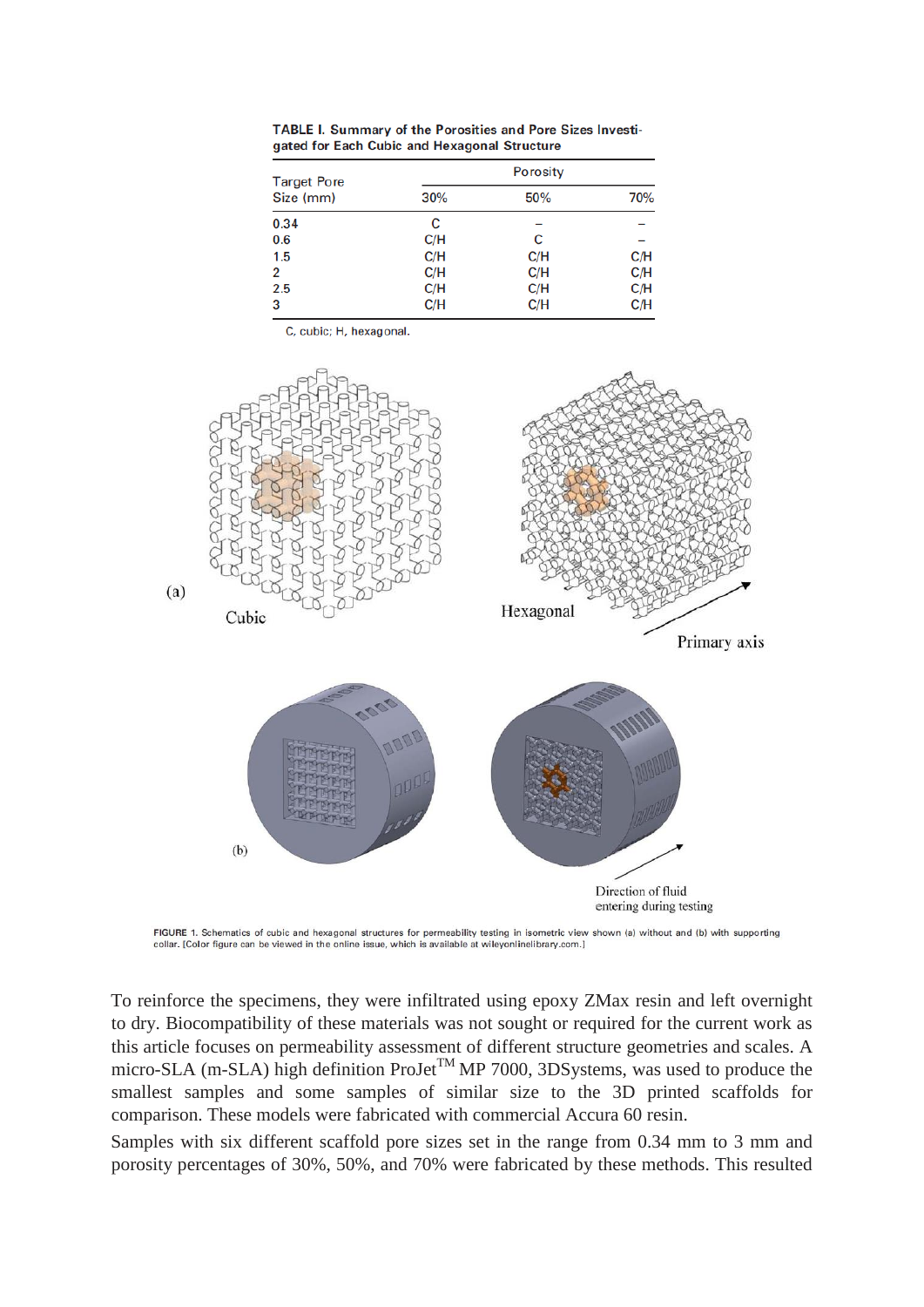**TABLE I. Summary of the Porosities and Pore Sizes Investigated for Each Cubic and Hexagonal Structure**

| Target Pore Size (mm) | Porosity | | |
|---|---|---|---|
| | 30% | 50% | 70% |
| 0.34 | C | – | – |
| 0.6 | C/H | C | – |
| 1.5 | C/H | C/H | C/H |
| 2 | C/H | C/H | C/H |
| 2.5 | C/H | C/H | C/H |
| 3 | C/H | C/H | C/H |

C, cubic; H, hexagonal.

FIGURE 1. Schematics of cubic and hexagonal structures for permeability testing in isometric view shown (a) without and (b) with supporting collar. [Color figure can be viewed in the online issue, which is available at wileyonlinelibrary.com.]

To reinforce the specimens, they were infiltrated using epoxy ZMax resin and left overnight to dry. Biocompatibility of these materials was not sought or required for the current work as this article focuses on permeability assessment of different structure geometries and scales. A micro-SLA (m-SLA) high definition ProJet™ MP 7000, 3DSystems, was used to produce the smallest samples and some samples of similar size to the 3D printed scaffolds for comparison. These models were fabricated with commercial Accura 60 resin.

Samples with six different scaffold pore sizes set in the range from 0.34 mm to 3 mm and porosity percentages of 30%, 50%, and 70% were fabricated by these methods. This resulted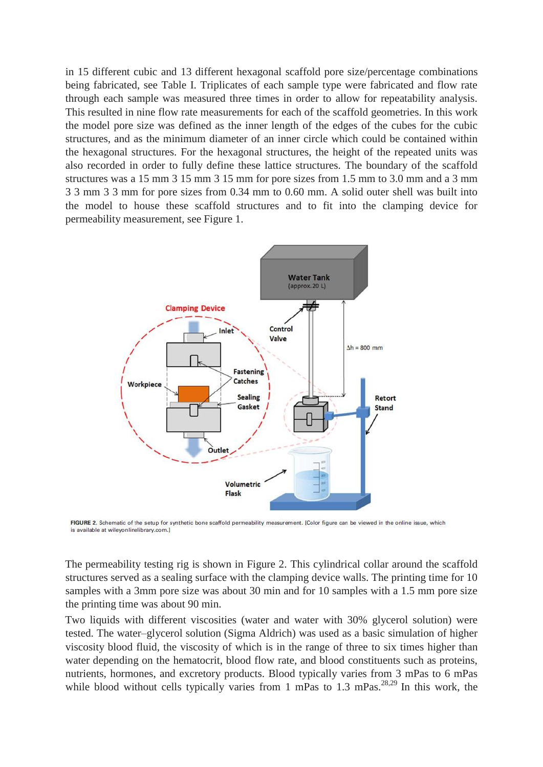in 15 different cubic and 13 different hexagonal scaffold pore size/percentage combinations being fabricated, see Table I. Triplicates of each sample type were fabricated and flow rate through each sample was measured three times in order to allow for repeatability analysis. This resulted in nine flow rate measurements for each of the scaffold geometries. In this work the model pore size was defined as the inner length of the edges of the cubes for the cubic structures, and as the minimum diameter of an inner circle which could be contained within the hexagonal structures. For the hexagonal structures, the height of the repeated units was also recorded in order to fully define these lattice structures. The boundary of the scaffold structures was a 15 mm 3 15 mm 3 15 mm for pore sizes from 1.5 mm to 3.0 mm and a 3 mm 3 3 mm 3 3 mm for pore sizes from 0.34 mm to 0.60 mm. A solid outer shell was built into the model to house these scaffold structures and to fit into the clamping device for permeability measurement, see Figure 1.

FIGURE 2. Schematic of the setup for synthetic bone scaffold permeability measurement. [Color figure can be viewed in the online issue, which is available at wileyonlinelibrary.com.]

The permeability testing rig is shown in Figure 2. This cylindrical collar around the scaffold structures served as a sealing surface with the clamping device walls. The printing time for 10 samples with a 3mm pore size was about 30 min and for 10 samples with a 1.5 mm pore size the printing time was about 90 min.

Two liquids with different viscosities (water and water with 30% glycerol solution) were tested. The water–glycerol solution (Sigma Aldrich) was used as a basic simulation of higher viscosity blood fluid, the viscosity of which is in the range of three to six times higher than water depending on the hematocrit, blood flow rate, and blood constituents such as proteins, nutrients, hormones, and excretory products. Blood typically varies from 3 mPas to 6 mPas while blood without cells typically varies from 1 mPas to 1.3 mPas.[28,29] In this work, the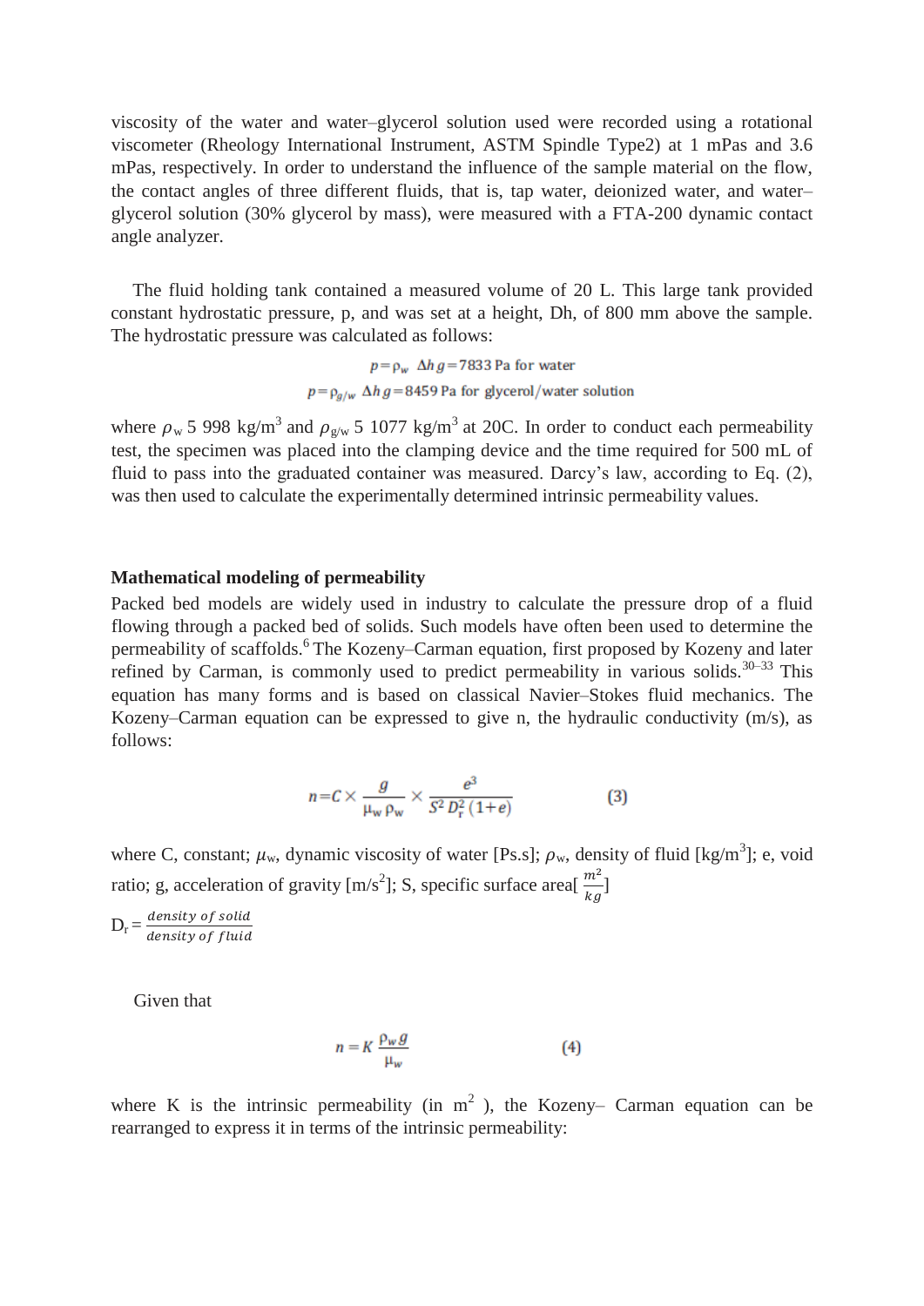viscosity of the water and water–glycerol solution used were recorded using a rotational viscometer (Rheology International Instrument, ASTM Spindle Type2) at 1 mPas and 3.6 mPas, respectively. In order to understand the influence of the sample material on the flow, the contact angles of three different fluids, that is, tap water, deionized water, and water–glycerol solution (30% glycerol by mass), were measured with a FTA-200 dynamic contact angle analyzer.

The fluid holding tank contained a measured volume of 20 L. This large tank provided constant hydrostatic pressure, p, and was set at a height, Dh, of 800 mm above the sample. The hydrostatic pressure was calculated as follows:

$$p = \rho_w \ \Delta h \, g = 7833 \text{ Pa for water}$$

$$p = \rho_{g/w} \ \Delta h \, g = 8459 \text{ Pa for glycerol/water solution}$$

where $\rho_w$ 5 998 kg/m$^3$ and $\rho_{g/w}$ 5 1077 kg/m$^3$ at 20C. In order to conduct each permeability test, the specimen was placed into the clamping device and the time required for 500 mL of fluid to pass into the graduated container was measured. Darcy's law, according to Eq. (2), was then used to calculate the experimentally determined intrinsic permeability values.

**Mathematical modeling of permeability**

Packed bed models are widely used in industry to calculate the pressure drop of a fluid flowing through a packed bed of solids. Such models have often been used to determine the permeability of scaffolds.[6] The Kozeny–Carman equation, first proposed by Kozeny and later refined by Carman, is commonly used to predict permeability in various solids.[30–33] This equation has many forms and is based on classical Navier–Stokes fluid mechanics. The Kozeny–Carman equation can be expressed to give n, the hydraulic conductivity (m/s), as follows:

$$n = C \times \frac{g}{\mu_w \rho_w} \times \frac{e^3}{S^2 D_r^2 (1+e)} \qquad (3)$$

where C, constant; $\mu_w$, dynamic viscosity of water [Ps.s]; $\rho_w$, density of fluid [kg/m$^3$]; e, void ratio; g, acceleration of gravity [m/s$^2$]; S, specific surface area[$\frac{m^2}{kg}$]

$D_r = \frac{density\ of\ solid}{density\ of\ fluid}$

Given that

$$n = K \frac{\rho_w g}{\mu_w} \qquad (4)$$

where K is the intrinsic permeability (in m$^2$ ), the Kozeny– Carman equation can be rearranged to express it in terms of the intrinsic permeability: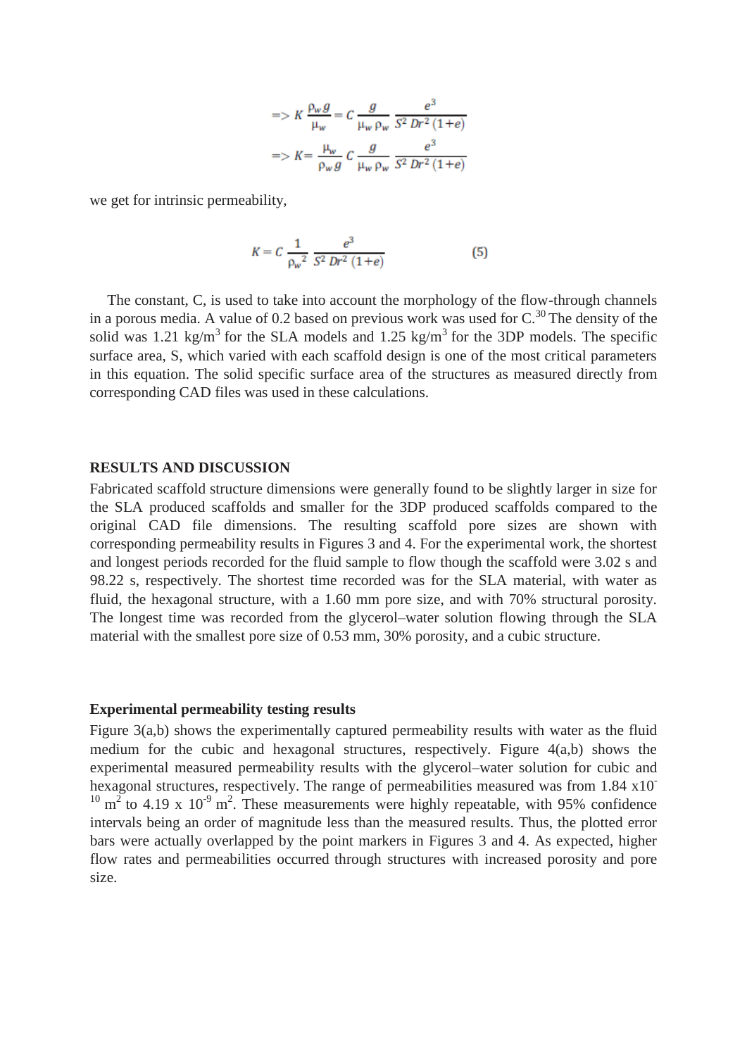$$=> K \frac{\rho_w g}{\mu_w} = C \frac{g}{\mu_w \rho_w} \frac{e^3}{S^2 \, Dr^2 \, (1+e)}$$

$$=> K = \frac{\mu_w}{\rho_w g} C \frac{g}{\mu_w \rho_w} \frac{e^3}{S^2 \, Dr^2 \, (1+e)}$$

we get for intrinsic permeability,

$$K = C \frac{1}{\rho_w{}^2} \frac{e^3}{S^2 \, Dr^2 \, (1+e)} \qquad (5)$$

The constant, C, is used to take into account the morphology of the flow-through channels in a porous media. A value of 0.2 based on previous work was used for C.[30] The density of the solid was 1.21 kg/m$^3$ for the SLA models and 1.25 kg/m$^3$ for the 3DP models. The specific surface area, S, which varied with each scaffold design is one of the most critical parameters in this equation. The solid specific surface area of the structures as measured directly from corresponding CAD files was used in these calculations.

## RESULTS AND DISCUSSION

Fabricated scaffold structure dimensions were generally found to be slightly larger in size for the SLA produced scaffolds and smaller for the 3DP produced scaffolds compared to the original CAD file dimensions. The resulting scaffold pore sizes are shown with corresponding permeability results in Figures 3 and 4. For the experimental work, the shortest and longest periods recorded for the fluid sample to flow though the scaffold were 3.02 s and 98.22 s, respectively. The shortest time recorded was for the SLA material, with water as fluid, the hexagonal structure, with a 1.60 mm pore size, and with 70% structural porosity. The longest time was recorded from the glycerol–water solution flowing through the SLA material with the smallest pore size of 0.53 mm, 30% porosity, and a cubic structure.

### Experimental permeability testing results

Figure 3(a,b) shows the experimentally captured permeability results with water as the fluid medium for the cubic and hexagonal structures, respectively. Figure 4(a,b) shows the experimental measured permeability results with the glycerol–water solution for cubic and hexagonal structures, respectively. The range of permeabilities measured was from 1.84 x$10^{-10}$ m$^2$ to 4.19 x $10^{-9}$ m$^2$. These measurements were highly repeatable, with 95% confidence intervals being an order of magnitude less than the measured results. Thus, the plotted error bars were actually overlapped by the point markers in Figures 3 and 4. As expected, higher flow rates and permeabilities occurred through structures with increased porosity and pore size.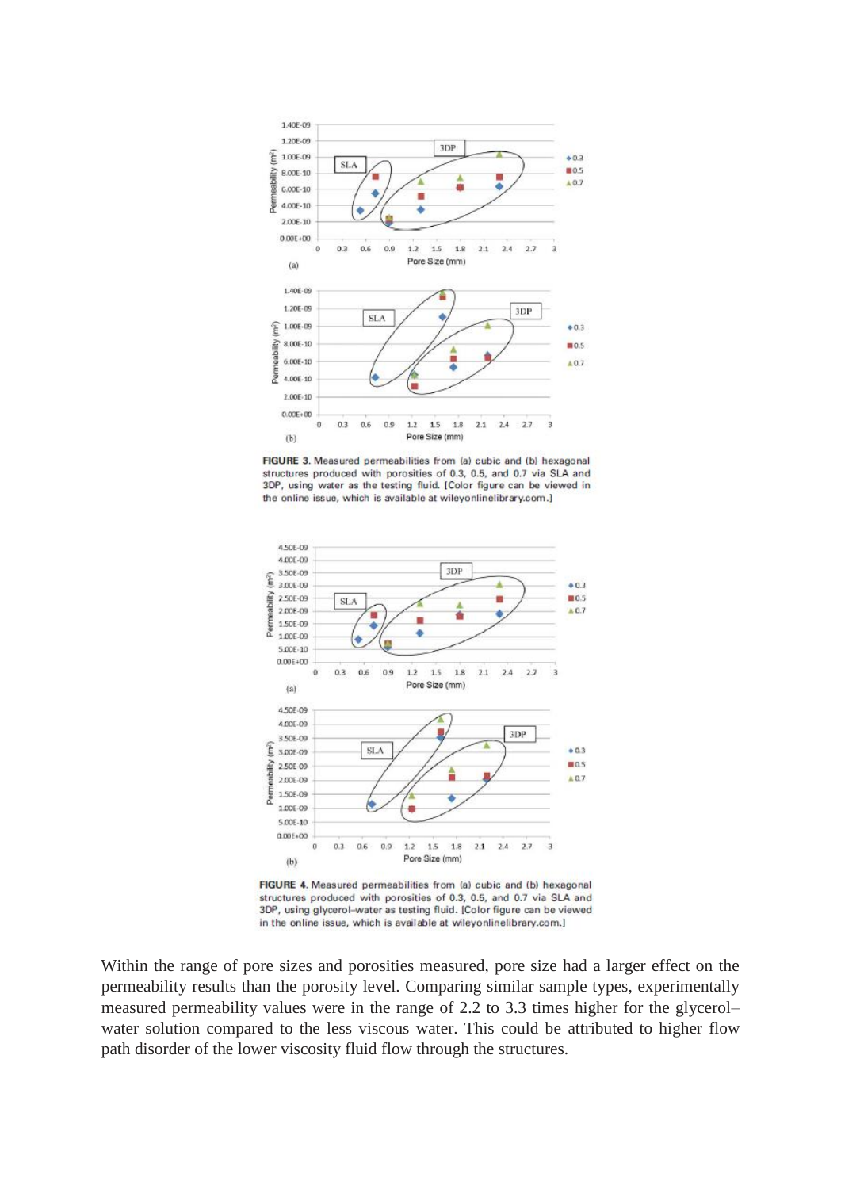FIGURE 3. Measured permeabilities from (a) cubic and (b) hexagonal structures produced with porosities of 0.3, 0.5, and 0.7 via SLA and 3DP, using water as the testing fluid. [Color figure can be viewed in the online issue, which is available at wileyonlinelibrary.com.]

FIGURE 4. Measured permeabilities from (a) cubic and (b) hexagonal structures produced with porosities of 0.3, 0.5, and 0.7 via SLA and 3DP, using glycerol–water as testing fluid. [Color figure can be viewed in the online issue, which is available at wileyonlinelibrary.com.]

Within the range of pore sizes and porosities measured, pore size had a larger effect on the permeability results than the porosity level. Comparing similar sample types, experimentally measured permeability values were in the range of 2.2 to 3.3 times higher for the glycerol–water solution compared to the less viscous water. This could be attributed to higher flow path disorder of the lower viscosity fluid flow through the structures.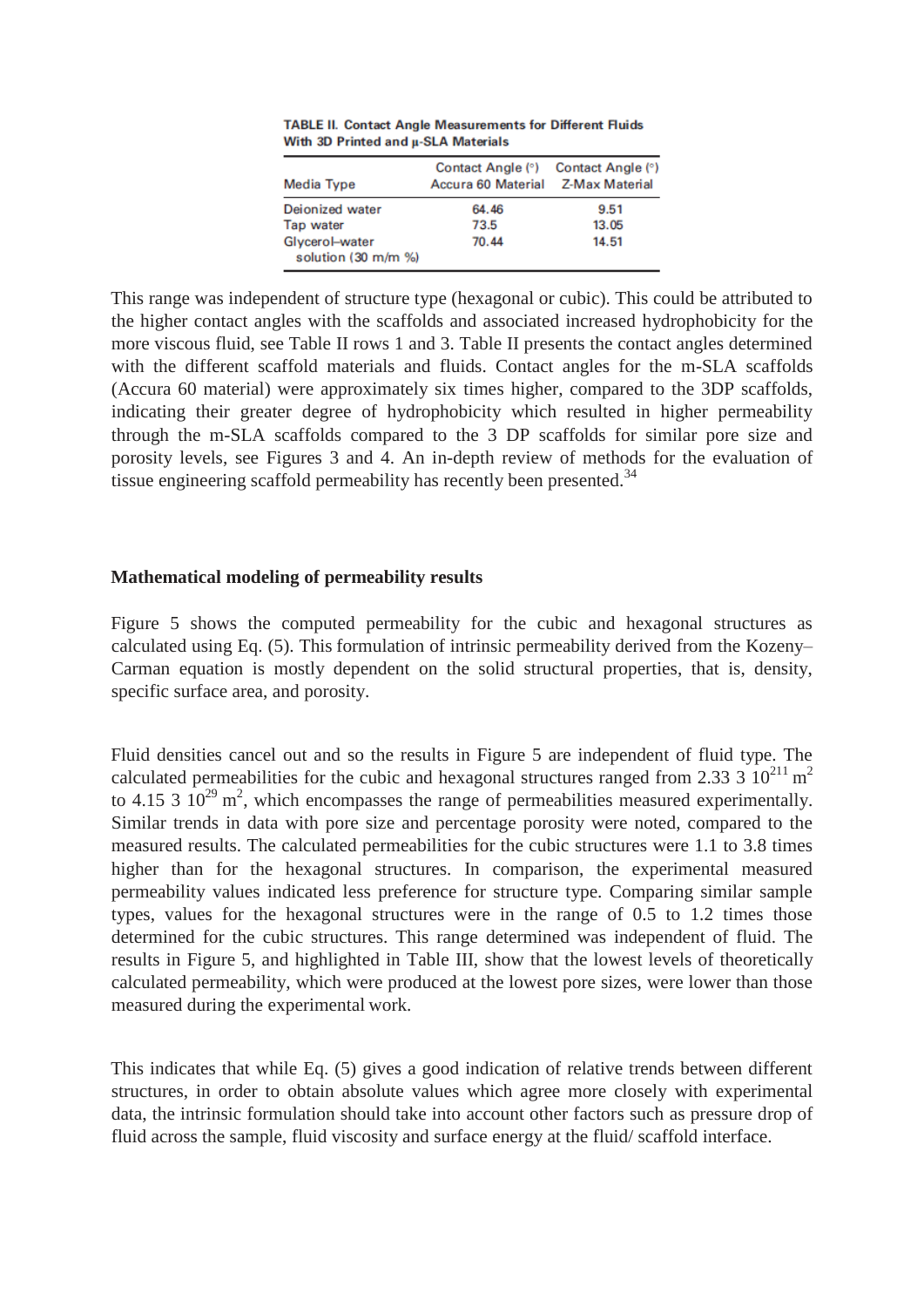TABLE II. Contact Angle Measurements for Different Fluids With 3D Printed and μ-SLA Materials

| Media Type | Contact Angle (°) Accura 60 Material | Contact Angle (°) Z-Max Material |
|---|---|---|
| Deionized water | 64.46 | 9.51 |
| Tap water | 73.5 | 13.05 |
| Glycerol–water solution (30 m/m %) | 70.44 | 14.51 |

This range was independent of structure type (hexagonal or cubic). This could be attributed to the higher contact angles with the scaffolds and associated increased hydrophobicity for the more viscous fluid, see Table II rows 1 and 3. Table II presents the contact angles determined with the different scaffold materials and fluids. Contact angles for the m-SLA scaffolds (Accura 60 material) were approximately six times higher, compared to the 3DP scaffolds, indicating their greater degree of hydrophobicity which resulted in higher permeability through the m-SLA scaffolds compared to the 3 DP scaffolds for similar pore size and porosity levels, see Figures 3 and 4. An in-depth review of methods for the evaluation of tissue engineering scaffold permeability has recently been presented.[34]

## Mathematical modeling of permeability results

Figure 5 shows the computed permeability for the cubic and hexagonal structures as calculated using Eq. (5). This formulation of intrinsic permeability derived from the Kozeny–Carman equation is mostly dependent on the solid structural properties, that is, density, specific surface area, and porosity.

Fluid densities cancel out and so the results in Figure 5 are independent of fluid type. The calculated permeabilities for the cubic and hexagonal structures ranged from 2.33 3 $10^{211}$ $m^2$ to 4.15 3 $10^{29}$ $m^2$, which encompasses the range of permeabilities measured experimentally. Similar trends in data with pore size and percentage porosity were noted, compared to the measured results. The calculated permeabilities for the cubic structures were 1.1 to 3.8 times higher than for the hexagonal structures. In comparison, the experimental measured permeability values indicated less preference for structure type. Comparing similar sample types, values for the hexagonal structures were in the range of 0.5 to 1.2 times those determined for the cubic structures. This range determined was independent of fluid. The results in Figure 5, and highlighted in Table III, show that the lowest levels of theoretically calculated permeability, which were produced at the lowest pore sizes, were lower than those measured during the experimental work.

This indicates that while Eq. (5) gives a good indication of relative trends between different structures, in order to obtain absolute values which agree more closely with experimental data, the intrinsic formulation should take into account other factors such as pressure drop of fluid across the sample, fluid viscosity and surface energy at the fluid/ scaffold interface.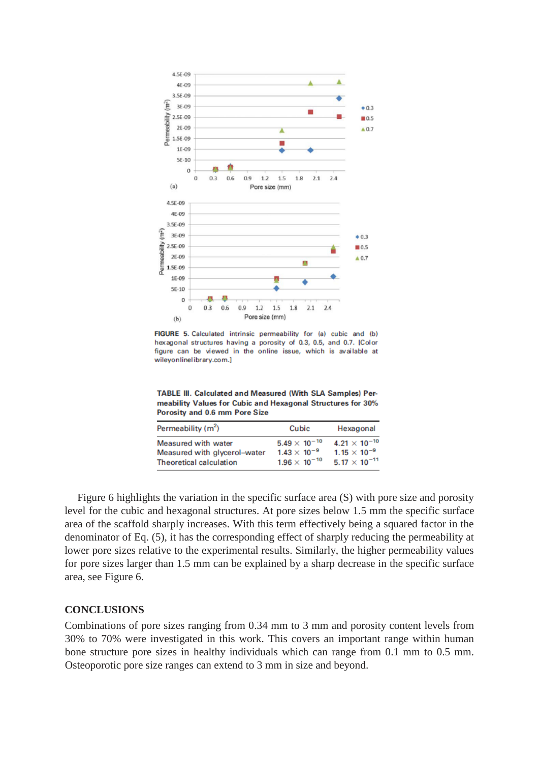**FIGURE 5.** Calculated intrinsic permeability for (a) cubic and (b) hexagonal structures having a porosity of 0.3, 0.5, and 0.7. [Color figure can be viewed in the online issue, which is available at wileyonlinelibrary.com.]

**TABLE III. Calculated and Measured (With SLA Samples) Permeability Values for Cubic and Hexagonal Structures for 30% Porosity and 0.6 mm Pore Size**

| Permeability ($m^2$) | Cubic | Hexagonal |
|---|---|---|
| Measured with water | $5.49 \times 10^{-10}$ | $4.21 \times 10^{-10}$ |
| Measured with glycerol–water | $1.43 \times 10^{-9}$ | $1.15 \times 10^{-9}$ |
| Theoretical calculation | $1.96 \times 10^{-10}$ | $5.17 \times 10^{-11}$ |

Figure 6 highlights the variation in the specific surface area (S) with pore size and porosity level for the cubic and hexagonal structures. At pore sizes below 1.5 mm the specific surface area of the scaffold sharply increases. With this term effectively being a squared factor in the denominator of Eq. (5), it has the corresponding effect of sharply reducing the permeability at lower pore sizes relative to the experimental results. Similarly, the higher permeability values for pore sizes larger than 1.5 mm can be explained by a sharp decrease in the specific surface area, see Figure 6.

## CONCLUSIONS

Combinations of pore sizes ranging from 0.34 mm to 3 mm and porosity content levels from 30% to 70% were investigated in this work. This covers an important range within human bone structure pore sizes in healthy individuals which can range from 0.1 mm to 0.5 mm. Osteoporotic pore size ranges can extend to 3 mm in size and beyond.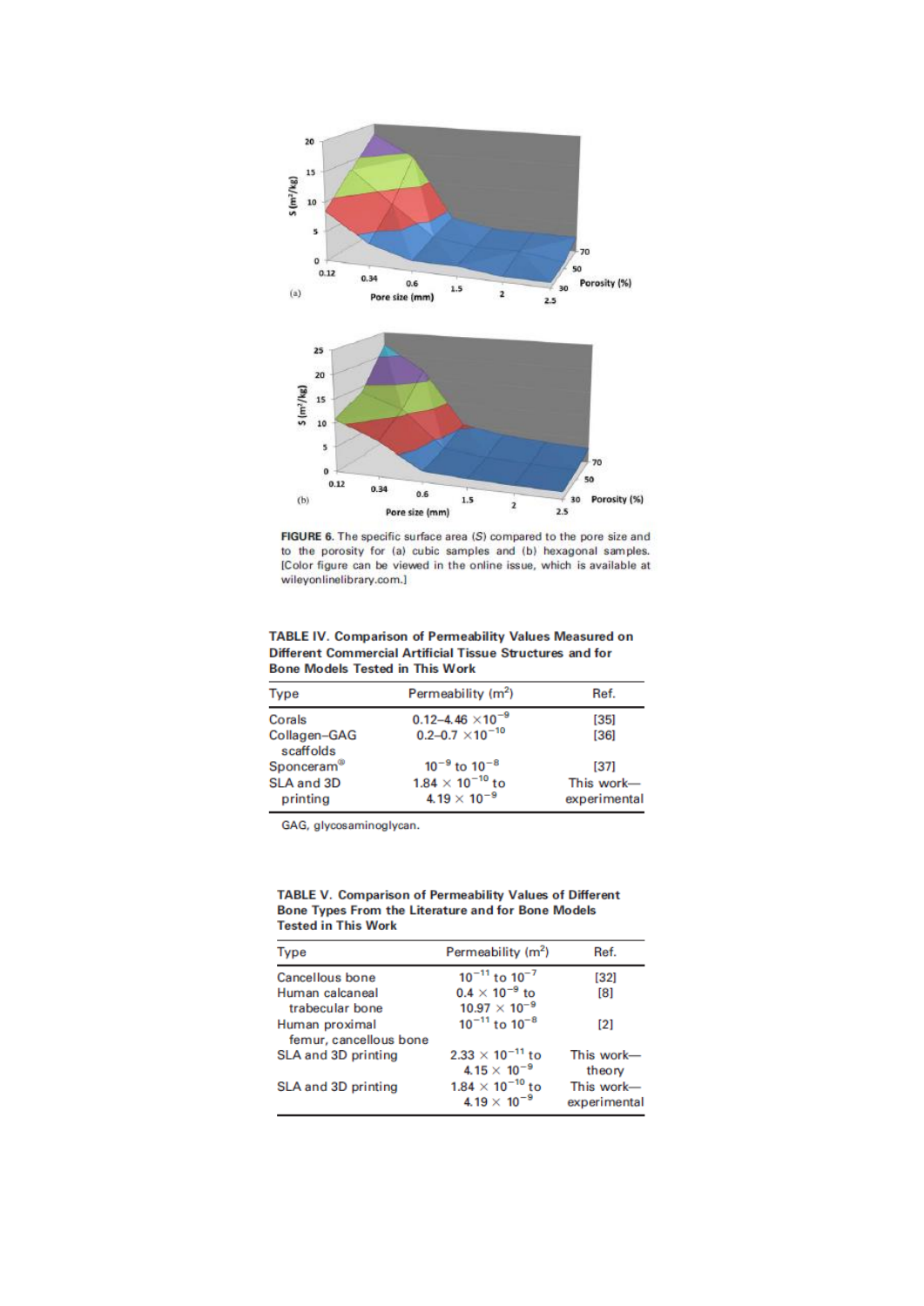**FIGURE 6.** The specific surface area ($S$) compared to the pore size and to the porosity for (a) cubic samples and (b) hexagonal samples. [Color figure can be viewed in the online issue, which is available at wileyonlinelibrary.com.]

**TABLE IV. Comparison of Permeability Values Measured on Different Commercial Artificial Tissue Structures and for Bone Models Tested in This Work**

| Type | Permeability ($m^2$) | Ref. |
|---|---|---|
| Corals | 0.12–4.46 $\times 10^{-9}$ | [35] |
| Collagen–GAG scaffolds | 0.2–0.7 $\times 10^{-10}$ | [36] |
| Sponceram® | $10^{-9}$ to $10^{-8}$ | [37] |
| SLA and 3D printing | $1.84 \times 10^{-10}$ to $4.19 \times 10^{-9}$ | This work—experimental |

GAG, glycosaminoglycan.

**TABLE V. Comparison of Permeability Values of Different Bone Types From the Literature and for Bone Models Tested in This Work**

| Type | Permeability ($m^2$) | Ref. |
|---|---|---|
| Cancellous bone | $10^{-11}$ to $10^{-7}$ | [32] |
| Human calcaneal trabecular bone | $0.4 \times 10^{-9}$ to $10.97 \times 10^{-9}$ | [8] |
| Human proximal femur, cancellous bone | $10^{-11}$ to $10^{-8}$ | [2] |
| SLA and 3D printing | $2.33 \times 10^{-11}$ to $4.15 \times 10^{-9}$ | This work—theory |
| SLA and 3D printing | $1.84 \times 10^{-10}$ to $4.19 \times 10^{-9}$ | This work—experimental |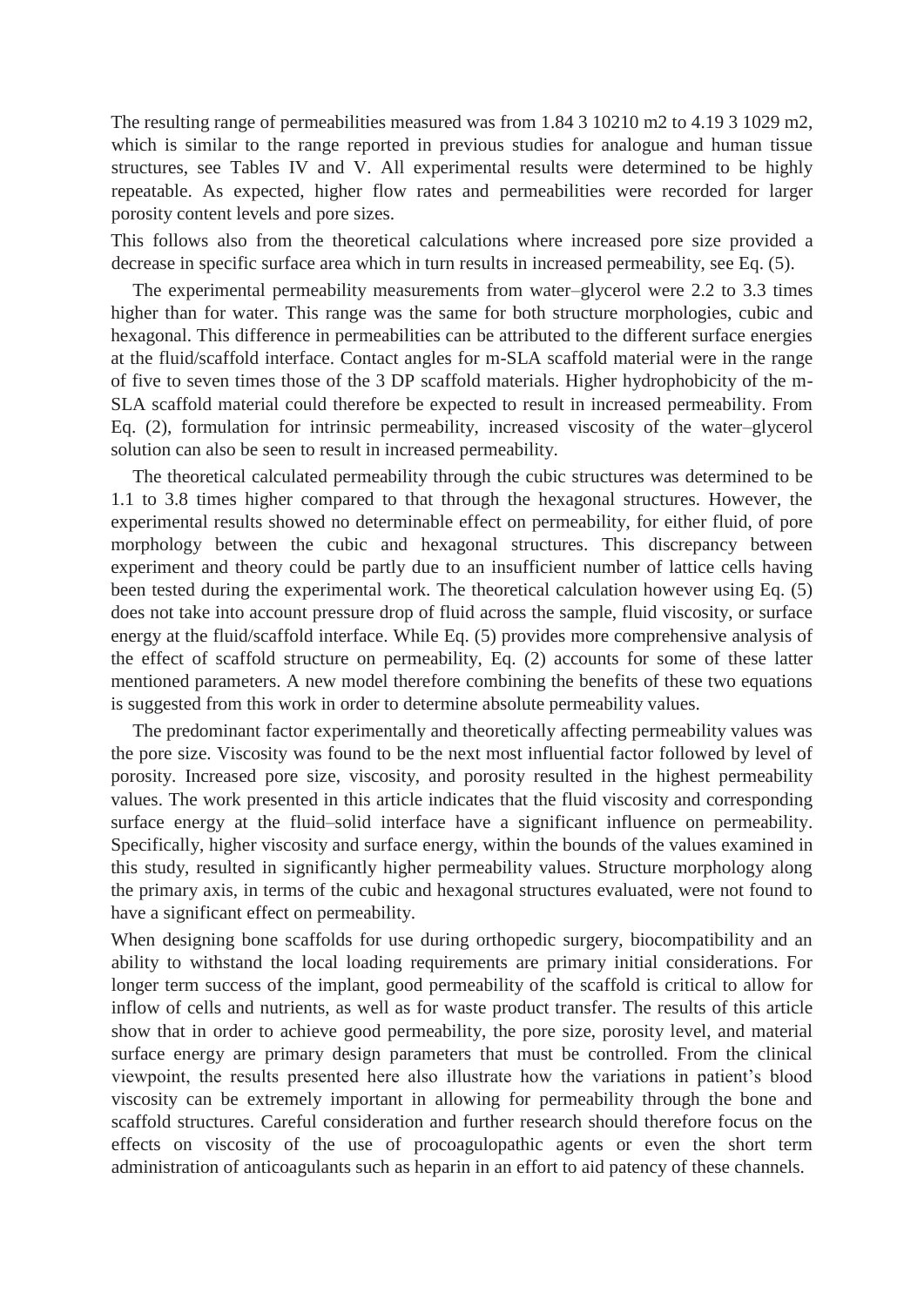The resulting range of permeabilities measured was from 1.84 3 10210 m2 to 4.19 3 1029 m2, which is similar to the range reported in previous studies for analogue and human tissue structures, see Tables IV and V. All experimental results were determined to be highly repeatable. As expected, higher flow rates and permeabilities were recorded for larger porosity content levels and pore sizes.

This follows also from the theoretical calculations where increased pore size provided a decrease in specific surface area which in turn results in increased permeability, see Eq. (5).

The experimental permeability measurements from water–glycerol were 2.2 to 3.3 times higher than for water. This range was the same for both structure morphologies, cubic and hexagonal. This difference in permeabilities can be attributed to the different surface energies at the fluid/scaffold interface. Contact angles for m-SLA scaffold material were in the range of five to seven times those of the 3 DP scaffold materials. Higher hydrophobicity of the m-SLA scaffold material could therefore be expected to result in increased permeability. From Eq. (2), formulation for intrinsic permeability, increased viscosity of the water–glycerol solution can also be seen to result in increased permeability.

The theoretical calculated permeability through the cubic structures was determined to be 1.1 to 3.8 times higher compared to that through the hexagonal structures. However, the experimental results showed no determinable effect on permeability, for either fluid, of pore morphology between the cubic and hexagonal structures. This discrepancy between experiment and theory could be partly due to an insufficient number of lattice cells having been tested during the experimental work. The theoretical calculation however using Eq. (5) does not take into account pressure drop of fluid across the sample, fluid viscosity, or surface energy at the fluid/scaffold interface. While Eq. (5) provides more comprehensive analysis of the effect of scaffold structure on permeability, Eq. (2) accounts for some of these latter mentioned parameters. A new model therefore combining the benefits of these two equations is suggested from this work in order to determine absolute permeability values.

The predominant factor experimentally and theoretically affecting permeability values was the pore size. Viscosity was found to be the next most influential factor followed by level of porosity. Increased pore size, viscosity, and porosity resulted in the highest permeability values. The work presented in this article indicates that the fluid viscosity and corresponding surface energy at the fluid–solid interface have a significant influence on permeability. Specifically, higher viscosity and surface energy, within the bounds of the values examined in this study, resulted in significantly higher permeability values. Structure morphology along the primary axis, in terms of the cubic and hexagonal structures evaluated, were not found to have a significant effect on permeability.

When designing bone scaffolds for use during orthopedic surgery, biocompatibility and an ability to withstand the local loading requirements are primary initial considerations. For longer term success of the implant, good permeability of the scaffold is critical to allow for inflow of cells and nutrients, as well as for waste product transfer. The results of this article show that in order to achieve good permeability, the pore size, porosity level, and material surface energy are primary design parameters that must be controlled. From the clinical viewpoint, the results presented here also illustrate how the variations in patient's blood viscosity can be extremely important in allowing for permeability through the bone and scaffold structures. Careful consideration and further research should therefore focus on the effects on viscosity of the use of procoagulopathic agents or even the short term administration of anticoagulants such as heparin in an effort to aid patency of these channels.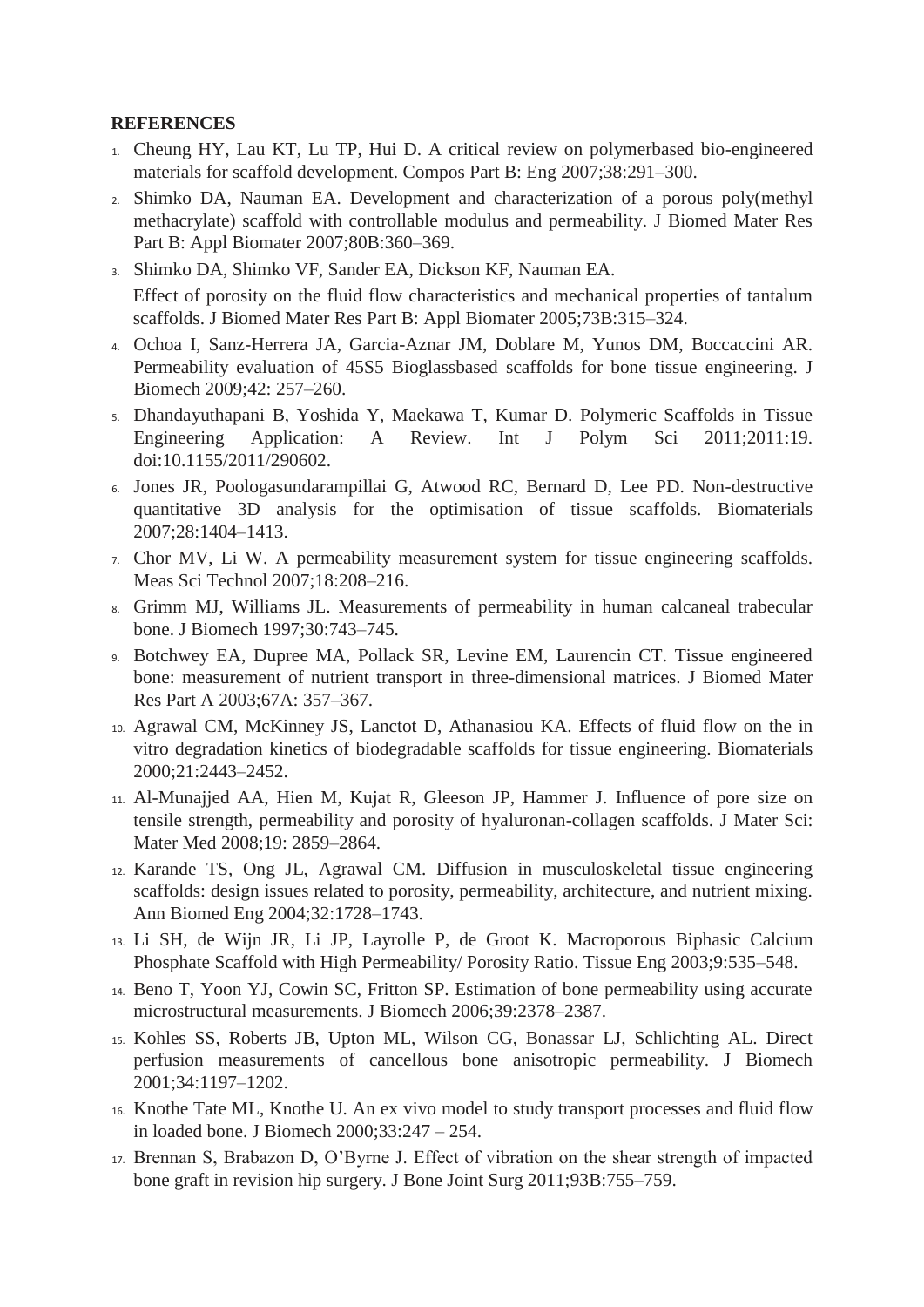**REFERENCES**

1. Cheung HY, Lau KT, Lu TP, Hui D. A critical review on polymerbased bio-engineered materials for scaffold development. Compos Part B: Eng 2007;38:291–300.
2. Shimko DA, Nauman EA. Development and characterization of a porous poly(methyl methacrylate) scaffold with controllable modulus and permeability. J Biomed Mater Res Part B: Appl Biomater 2007;80B:360–369.
3. Shimko DA, Shimko VF, Sander EA, Dickson KF, Nauman EA.
   Effect of porosity on the fluid flow characteristics and mechanical properties of tantalum scaffolds. J Biomed Mater Res Part B: Appl Biomater 2005;73B:315–324.
4. Ochoa I, Sanz-Herrera JA, Garcia-Aznar JM, Doblare M, Yunos DM, Boccaccini AR. Permeability evaluation of 45S5 Bioglassbased scaffolds for bone tissue engineering. J Biomech 2009;42: 257–260.
5. Dhandayuthapani B, Yoshida Y, Maekawa T, Kumar D. Polymeric Scaffolds in Tissue Engineering Application: A Review. Int J Polym Sci 2011;2011:19. doi:10.1155/2011/290602.
6. Jones JR, Poologasundarampillai G, Atwood RC, Bernard D, Lee PD. Non-destructive quantitative 3D analysis for the optimisation of tissue scaffolds. Biomaterials 2007;28:1404–1413.
7. Chor MV, Li W. A permeability measurement system for tissue engineering scaffolds. Meas Sci Technol 2007;18:208–216.
8. Grimm MJ, Williams JL. Measurements of permeability in human calcaneal trabecular bone. J Biomech 1997;30:743–745.
9. Botchwey EA, Dupree MA, Pollack SR, Levine EM, Laurencin CT. Tissue engineered bone: measurement of nutrient transport in three-dimensional matrices. J Biomed Mater Res Part A 2003;67A: 357–367.
10. Agrawal CM, McKinney JS, Lanctot D, Athanasiou KA. Effects of fluid flow on the in vitro degradation kinetics of biodegradable scaffolds for tissue engineering. Biomaterials 2000;21:2443–2452.
11. Al-Munajjed AA, Hien M, Kujat R, Gleeson JP, Hammer J. Influence of pore size on tensile strength, permeability and porosity of hyaluronan-collagen scaffolds. J Mater Sci: Mater Med 2008;19: 2859–2864.
12. Karande TS, Ong JL, Agrawal CM. Diffusion in musculoskeletal tissue engineering scaffolds: design issues related to porosity, permeability, architecture, and nutrient mixing. Ann Biomed Eng 2004;32:1728–1743.
13. Li SH, de Wijn JR, Li JP, Layrolle P, de Groot K. Macroporous Biphasic Calcium Phosphate Scaffold with High Permeability/ Porosity Ratio. Tissue Eng 2003;9:535–548.
14. Beno T, Yoon YJ, Cowin SC, Fritton SP. Estimation of bone permeability using accurate microstructural measurements. J Biomech 2006;39:2378–2387.
15. Kohles SS, Roberts JB, Upton ML, Wilson CG, Bonassar LJ, Schlichting AL. Direct perfusion measurements of cancellous bone anisotropic permeability. J Biomech 2001;34:1197–1202.
16. Knothe Tate ML, Knothe U. An ex vivo model to study transport processes and fluid flow in loaded bone. J Biomech 2000;33:247 – 254.
17. Brennan S, Brabazon D, O'Byrne J. Effect of vibration on the shear strength of impacted bone graft in revision hip surgery. J Bone Joint Surg 2011;93B:755–759.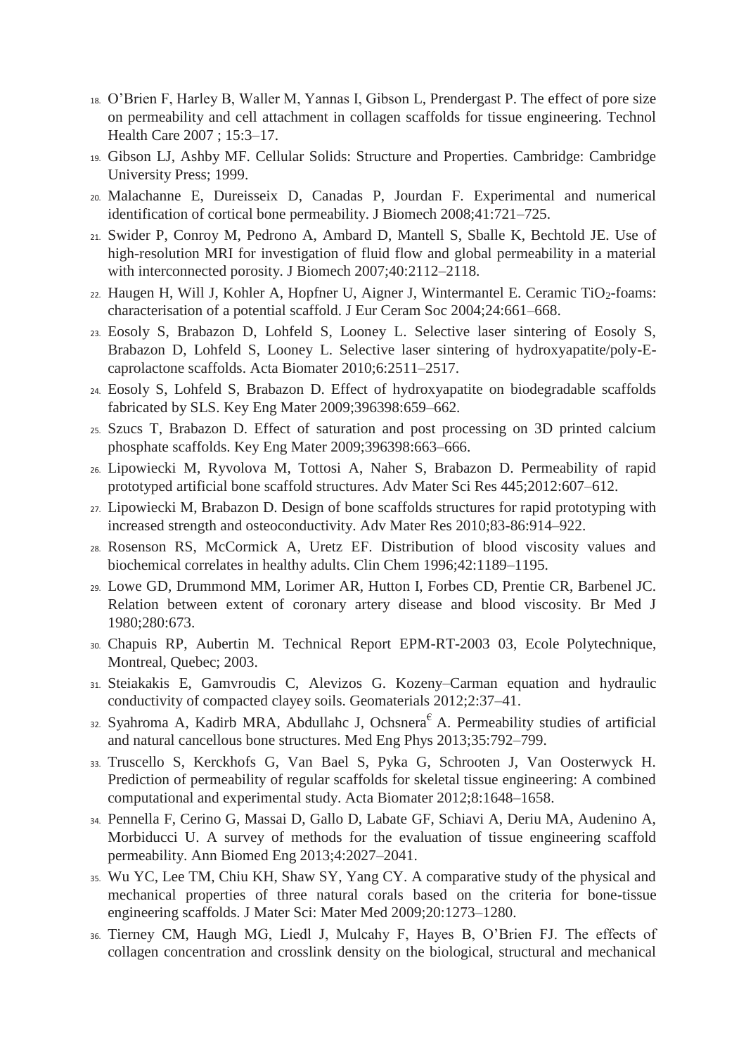18. O'Brien F, Harley B, Waller M, Yannas I, Gibson L, Prendergast P. The effect of pore size on permeability and cell attachment in collagen scaffolds for tissue engineering. Technol Health Care 2007 ; 15:3–17.
19. Gibson LJ, Ashby MF. Cellular Solids: Structure and Properties. Cambridge: Cambridge University Press; 1999.
20. Malachanne E, Dureisseix D, Canadas P, Jourdan F. Experimental and numerical identification of cortical bone permeability. J Biomech 2008;41:721–725.
21. Swider P, Conroy M, Pedrono A, Ambard D, Mantell S, Sballe K, Bechtold JE. Use of high-resolution MRI for investigation of fluid flow and global permeability in a material with interconnected porosity. J Biomech 2007;40:2112–2118.
22. Haugen H, Will J, Kohler A, Hopfner U, Aigner J, Wintermantel E. Ceramic $TiO_2$-foams: characterisation of a potential scaffold. J Eur Ceram Soc 2004;24:661–668.
23. Eosoly S, Brabazon D, Lohfeld S, Looney L. Selective laser sintering of Eosoly S, Brabazon D, Lohfeld S, Looney L. Selective laser sintering of hydroxyapatite/poly-E-caprolactone scaffolds. Acta Biomater 2010;6:2511–2517.
24. Eosoly S, Lohfeld S, Brabazon D. Effect of hydroxyapatite on biodegradable scaffolds fabricated by SLS. Key Eng Mater 2009;396398:659–662.
25. Szucs T, Brabazon D. Effect of saturation and post processing on 3D printed calcium phosphate scaffolds. Key Eng Mater 2009;396398:663–666.
26. Lipowiecki M, Ryvolova M, Tottosi A, Naher S, Brabazon D. Permeability of rapid prototyped artificial bone scaffold structures. Adv Mater Sci Res 445;2012:607–612.
27. Lipowiecki M, Brabazon D. Design of bone scaffolds structures for rapid prototyping with increased strength and osteoconductivity. Adv Mater Res 2010;83-86:914–922.
28. Rosenson RS, McCormick A, Uretz EF. Distribution of blood viscosity values and biochemical correlates in healthy adults. Clin Chem 1996;42:1189–1195.
29. Lowe GD, Drummond MM, Lorimer AR, Hutton I, Forbes CD, Prentie CR, Barbenel JC. Relation between extent of coronary artery disease and blood viscosity. Br Med J 1980;280:673.
30. Chapuis RP, Aubertin M. Technical Report EPM-RT-2003 03, Ecole Polytechnique, Montreal, Quebec; 2003.
31. Steiakakis E, Gamvroudis C, Alevizos G. Kozeny–Carman equation and hydraulic conductivity of compacted clayey soils. Geomaterials 2012;2:37–41.
32. Syahroma A, Kadirb MRA, Abdullahc J, Ochsnera[€] A. Permeability studies of artificial and natural cancellous bone structures. Med Eng Phys 2013;35:792–799.
33. Truscello S, Kerckhofs G, Van Bael S, Pyka G, Schrooten J, Van Oosterwyck H. Prediction of permeability of regular scaffolds for skeletal tissue engineering: A combined computational and experimental study. Acta Biomater 2012;8:1648–1658.
34. Pennella F, Cerino G, Massai D, Gallo D, Labate GF, Schiavi A, Deriu MA, Audenino A, Morbiducci U. A survey of methods for the evaluation of tissue engineering scaffold permeability. Ann Biomed Eng 2013;4:2027–2041.
35. Wu YC, Lee TM, Chiu KH, Shaw SY, Yang CY. A comparative study of the physical and mechanical properties of three natural corals based on the criteria for bone-tissue engineering scaffolds. J Mater Sci: Mater Med 2009;20:1273–1280.
36. Tierney CM, Haugh MG, Liedl J, Mulcahy F, Hayes B, O'Brien FJ. The effects of collagen concentration and crosslink density on the biological, structural and mechanical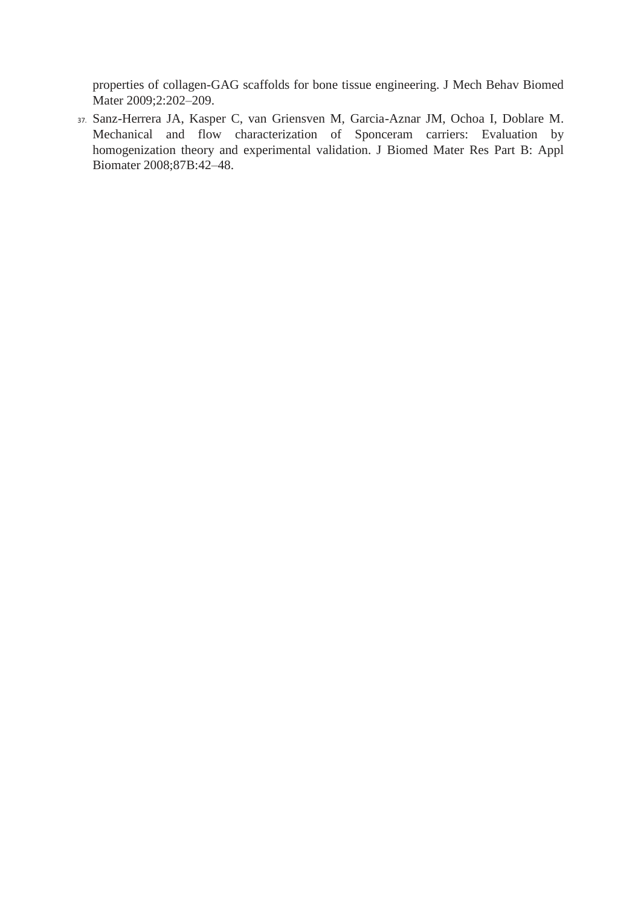properties of collagen-GAG scaffolds for bone tissue engineering. J Mech Behav Biomed Mater 2009;2:202–209.

37. Sanz-Herrera JA, Kasper C, van Griensven M, Garcia-Aznar JM, Ochoa I, Doblare M. Mechanical and flow characterization of Sponceram carriers: Evaluation by homogenization theory and experimental validation. J Biomed Mater Res Part B: Appl Biomater 2008;87B:42–48.